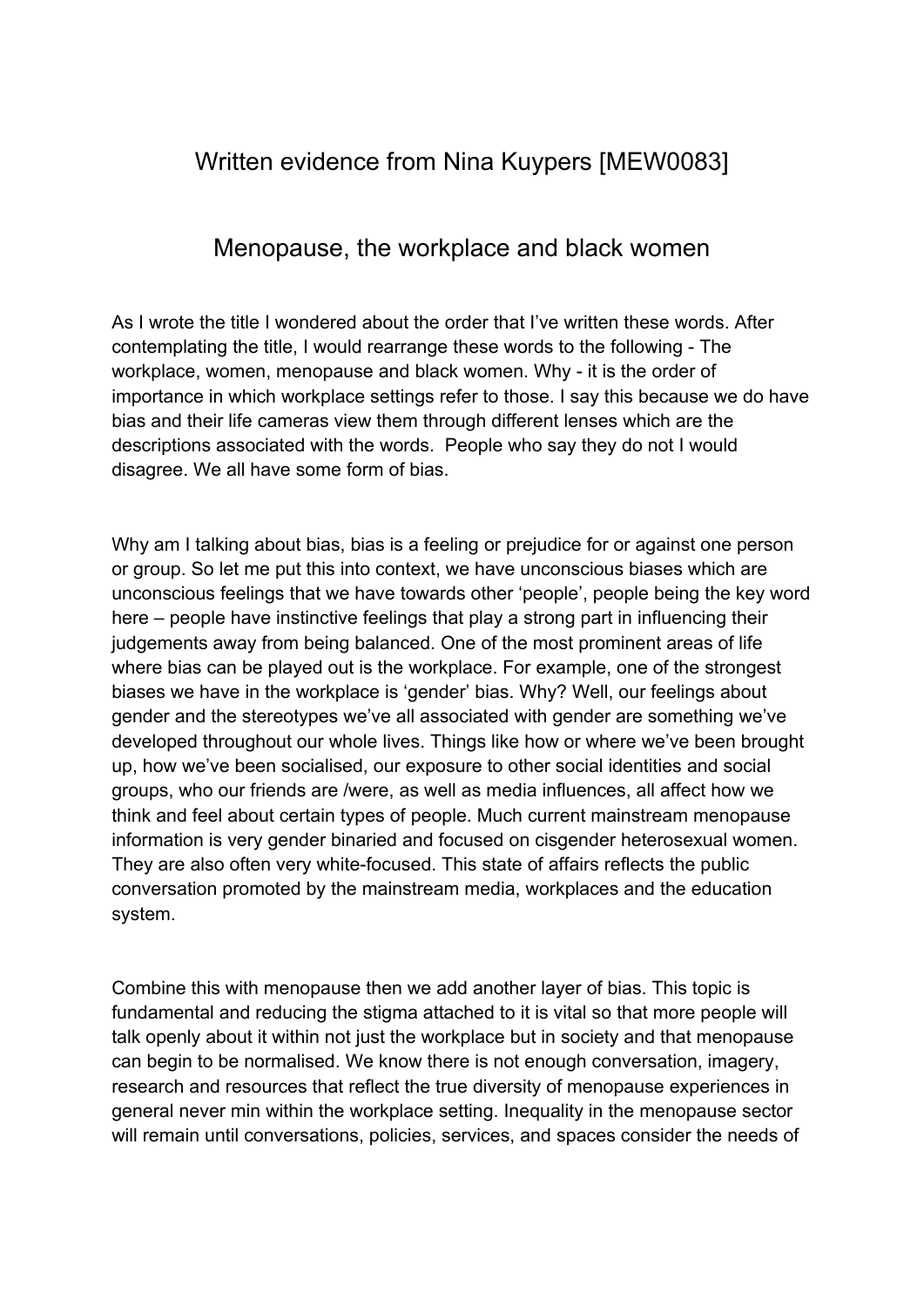# Written evidence from Nina Kuypers [MEW0083]

## Menopause, the workplace and black women

As I wrote the title I wondered about the order that I've written these words. After contemplating the title, I would rearrange these words to the following - The workplace, women, menopause and black women. Why - it is the order of importance in which workplace settings refer to those. I say this because we do have bias and their life cameras view them through different lenses which are the descriptions associated with the words. People who say they do not I would disagree. We all have some form of bias.

Why am I talking about bias, bias is a feeling or prejudice for or against one person or group. So let me put this into context, we have unconscious biases which are unconscious feelings that we have towards other 'people', people being the key word here – people have instinctive feelings that play a strong part in influencing their judgements away from being balanced. One of the most prominent areas of life where bias can be played out is the workplace. For example, one of the strongest biases we have in the workplace is 'gender' bias. Why? Well, our feelings about gender and the stereotypes we've all associated with gender are something we've developed throughout our whole lives. Things like how or where we've been brought up, how we've been socialised, our exposure to other social identities and social groups, who our friends are /were, as well as media influences, all affect how we think and feel about certain types of people. Much current mainstream menopause information is very gender binaried and focused on cisgender heterosexual women. They are also often very white-focused. This state of affairs reflects the public conversation promoted by the mainstream media, workplaces and the education system.

Combine this with menopause then we add another layer of bias. This topic is fundamental and reducing the stigma attached to it is vital so that more people will talk openly about it within not just the workplace but in society and that menopause can begin to be normalised. We know there is not enough conversation, imagery, research and resources that reflect the true diversity of menopause experiences in general never min within the workplace setting. Inequality in the menopause sector will remain until conversations, policies, services, and spaces consider the needs of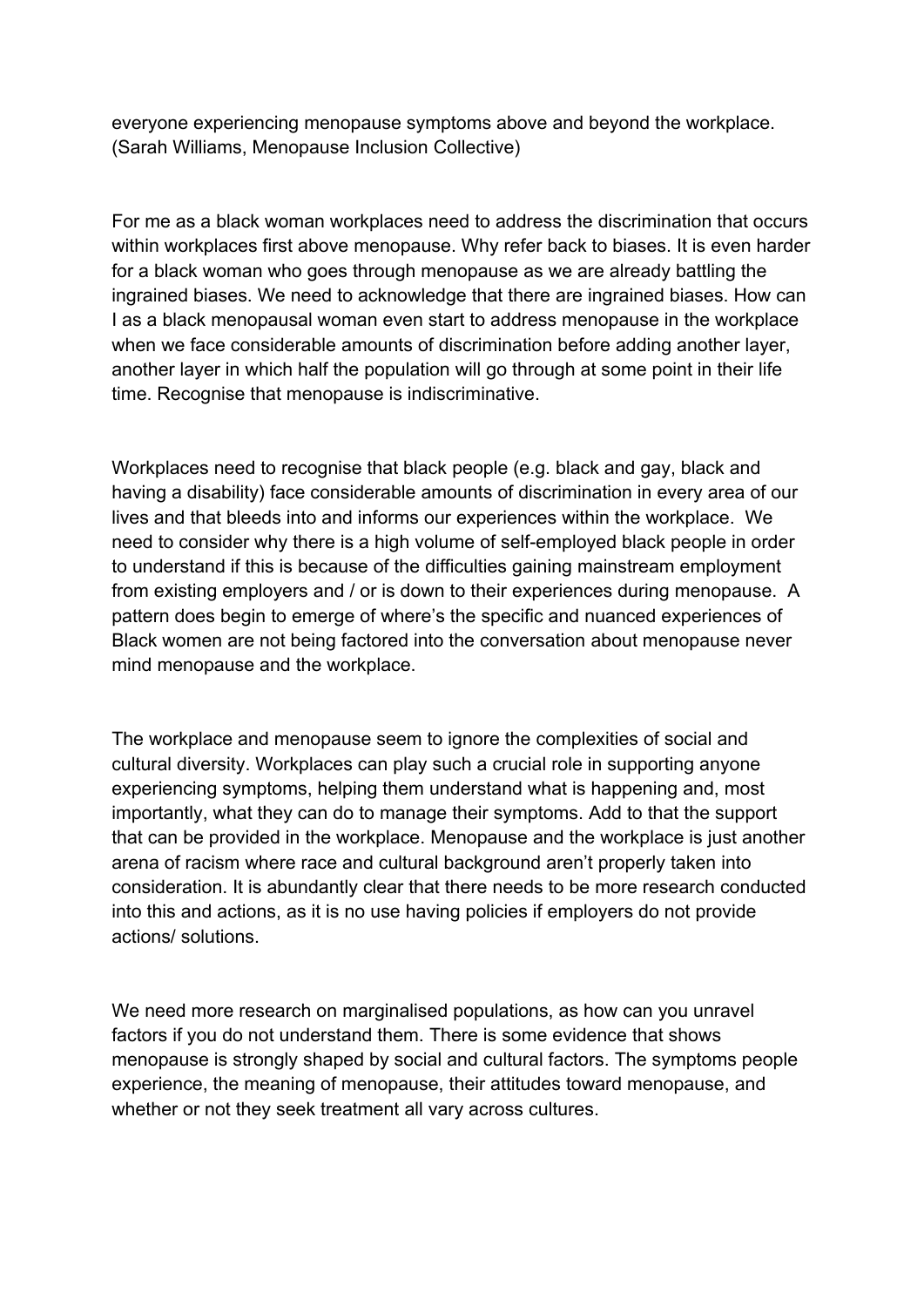everyone experiencing menopause symptoms above and beyond the workplace. (Sarah Williams, Menopause Inclusion Collective)

For me as a black woman workplaces need to address the discrimination that occurs within workplaces first above menopause. Why refer back to biases. It is even harder for a black woman who goes through menopause as we are already battling the ingrained biases. We need to acknowledge that there are ingrained biases. How can I as a black menopausal woman even start to address menopause in the workplace when we face considerable amounts of discrimination before adding another layer, another layer in which half the population will go through at some point in their life time. Recognise that menopause is indiscriminative.

Workplaces need to recognise that black people (e.g. black and gay, black and having a disability) face considerable amounts of discrimination in every area of our lives and that bleeds into and informs our experiences within the workplace.  We need to consider why there is a high volume of self-employed black people in order to understand if this is because of the difficulties gaining mainstream employment from existing employers and / or is down to their experiences during menopause.  A pattern does begin to emerge of where's the specific and nuanced experiences of Black women are not being factored into the conversation about menopause never mind menopause and the workplace.

The workplace and menopause seem to ignore the complexities of social and cultural diversity. Workplaces can play such a crucial role in supporting anyone experiencing symptoms, helping them understand what is happening and, most importantly, what they can do to manage their symptoms. Add to that the support that can be provided in the workplace. Menopause and the workplace is just another arena of racism where race and cultural background aren't properly taken into consideration. It is abundantly clear that there needs to be more research conducted into this and actions, as it is no use having policies if employers do not provide actions/ solutions.

We need more research on marginalised populations, as how can you unravel factors if you do not understand them. There is some evidence that shows menopause is strongly shaped by social and cultural factors. The symptoms people experience, the meaning of menopause, their attitudes toward menopause, and whether or not they seek treatment all vary across cultures.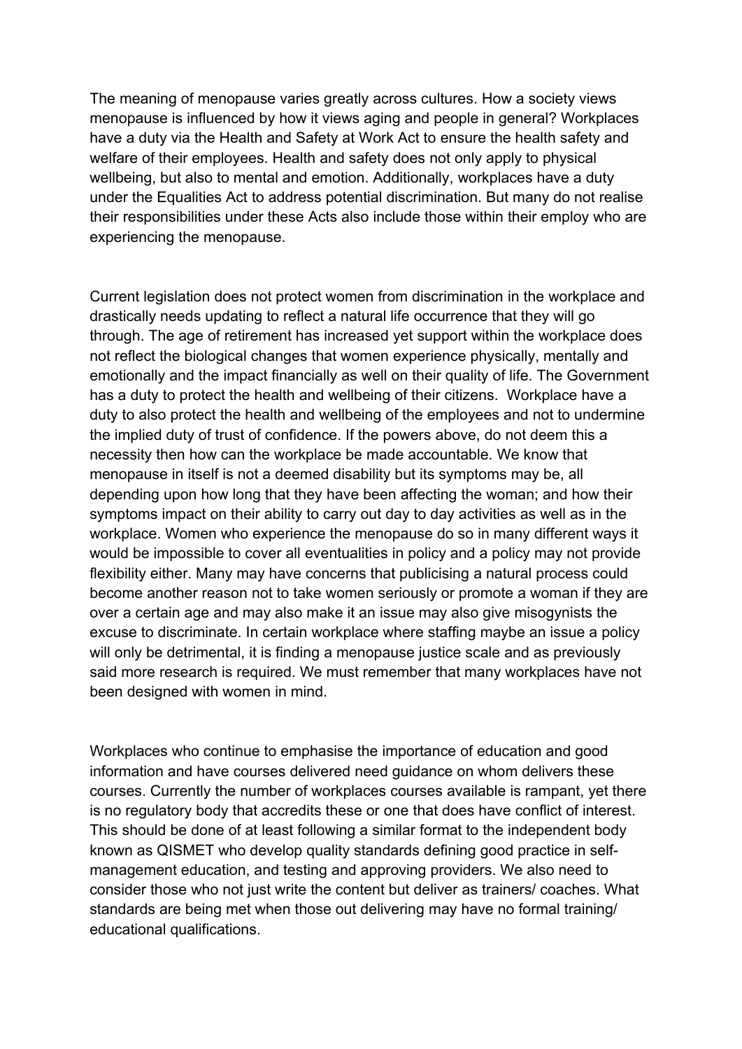The meaning of menopause varies greatly across cultures. How a society views menopause is influenced by how it views aging and people in general? Workplaces have a duty via the Health and Safety at Work Act to ensure the health safety and welfare of their employees. Health and safety does not only apply to physical wellbeing, but also to mental and emotion. Additionally, workplaces have a duty under the Equalities Act to address potential discrimination. But many do not realise their responsibilities under these Acts also include those within their employ who are experiencing the menopause.

Current legislation does not protect women from discrimination in the workplace and drastically needs updating to reflect a natural life occurrence that they will go through. The age of retirement has increased yet support within the workplace does not reflect the biological changes that women experience physically, mentally and emotionally and the impact financially as well on their quality of life. The Government has a duty to protect the health and wellbeing of their citizens. Workplace have a duty to also protect the health and wellbeing of the employees and not to undermine the implied duty of trust of confidence. If the powers above, do not deem this a necessity then how can the workplace be made accountable. We know that menopause in itself is not a deemed disability but its symptoms may be, all depending upon how long that they have been affecting the woman; and how their symptoms impact on their ability to carry out day to day activities as well as in the workplace. Women who experience the menopause do so in many different ways it would be impossible to cover all eventualities in policy and a policy may not provide flexibility either. Many may have concerns that publicising a natural process could become another reason not to take women seriously or promote a woman if they are over a certain age and may also make it an issue may also give misogynists the excuse to discriminate. In certain workplace where staffing maybe an issue a policy will only be detrimental, it is finding a menopause justice scale and as previously said more research is required. We must remember that many workplaces have not been designed with women in mind.

Workplaces who continue to emphasise the importance of education and good information and have courses delivered need guidance on whom delivers these courses. Currently the number of workplaces courses available is rampant, yet there is no regulatory body that accredits these or one that does have conflict of interest. This should be done of at least following a similar format to the independent body known as QISMET who develop quality standards defining good practice in self-management education, and testing and approving providers. We also need to consider those who not just write the content but deliver as trainers/ coaches. What standards are being met when those out delivering may have no formal training/ educational qualifications.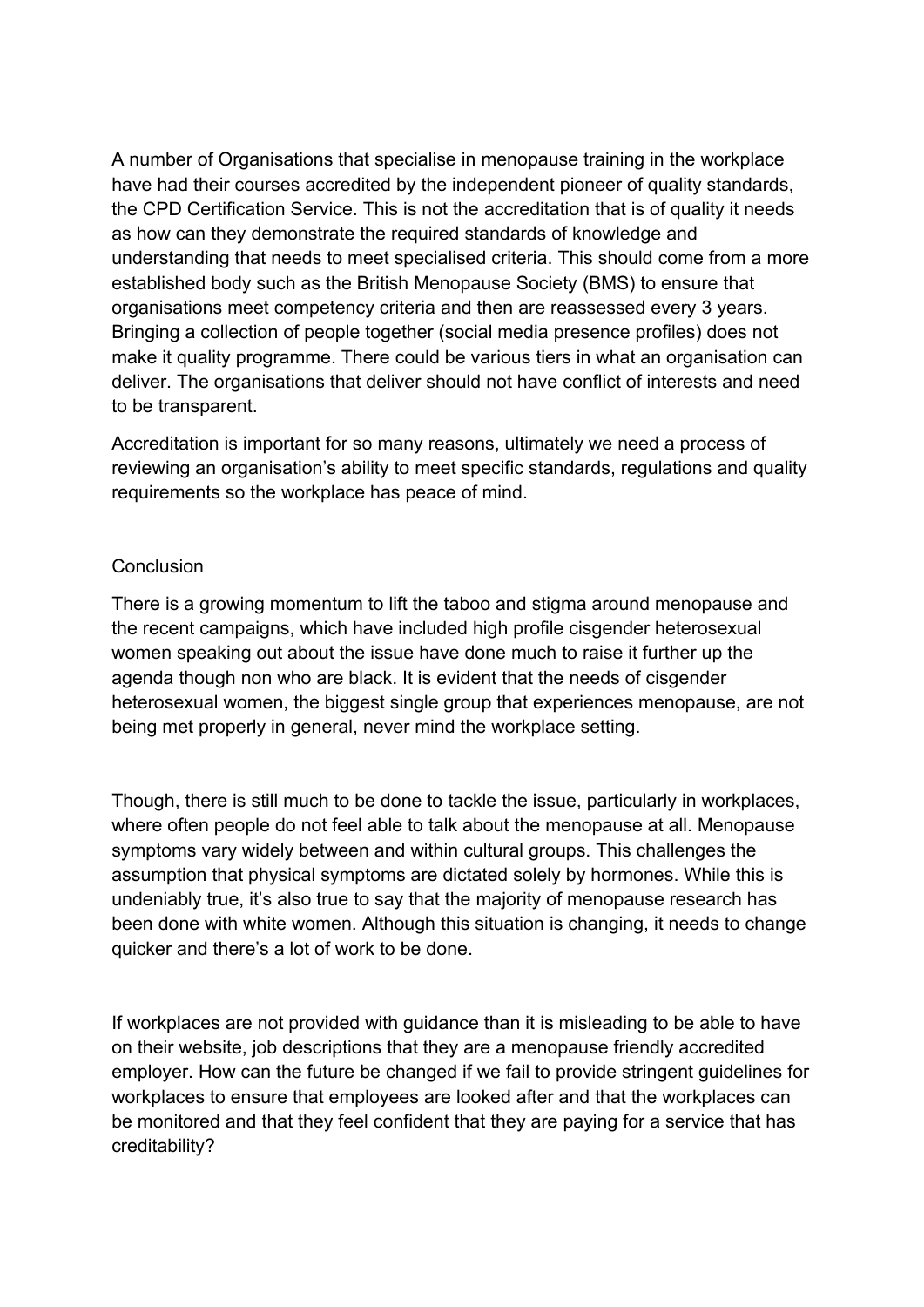A number of Organisations that specialise in menopause training in the workplace have had their courses accredited by the independent pioneer of quality standards, the CPD Certification Service. This is not the accreditation that is of quality it needs as how can they demonstrate the required standards of knowledge and understanding that needs to meet specialised criteria. This should come from a more established body such as the British Menopause Society (BMS) to ensure that organisations meet competency criteria and then are reassessed every 3 years. Bringing a collection of people together (social media presence profiles) does not make it quality programme. There could be various tiers in what an organisation can deliver. The organisations that deliver should not have conflict of interests and need to be transparent.

Accreditation is important for so many reasons, ultimately we need a process of reviewing an organisation's ability to meet specific standards, regulations and quality requirements so the workplace has peace of mind.

## Conclusion

There is a growing momentum to lift the taboo and stigma around menopause and the recent campaigns, which have included high profile cisgender heterosexual women speaking out about the issue have done much to raise it further up the agenda though non who are black. It is evident that the needs of cisgender heterosexual women, the biggest single group that experiences menopause, are not being met properly in general, never mind the workplace setting.

Though, there is still much to be done to tackle the issue, particularly in workplaces, where often people do not feel able to talk about the menopause at all. Menopause symptoms vary widely between and within cultural groups. This challenges the assumption that physical symptoms are dictated solely by hormones. While this is undeniably true, it's also true to say that the majority of menopause research has been done with white women. Although this situation is changing, it needs to change quicker and there's a lot of work to be done.

If workplaces are not provided with guidance than it is misleading to be able to have on their website, job descriptions that they are a menopause friendly accredited employer. How can the future be changed if we fail to provide stringent guidelines for workplaces to ensure that employees are looked after and that the workplaces can be monitored and that they feel confident that they are paying for a service that has creditability?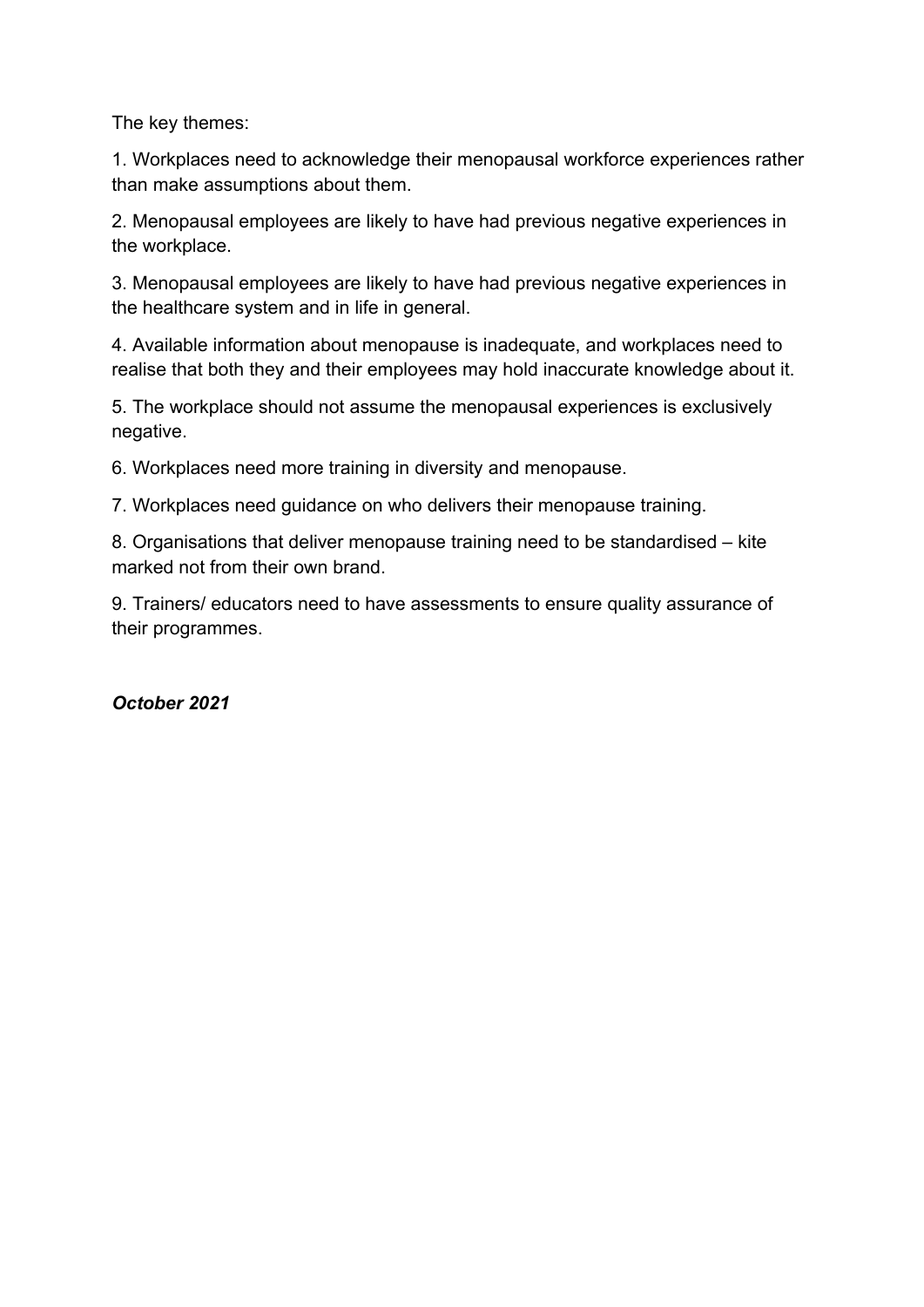The key themes:

1. Workplaces need to acknowledge their menopausal workforce experiences rather than make assumptions about them.

2. Menopausal employees are likely to have had previous negative experiences in the workplace.

3. Menopausal employees are likely to have had previous negative experiences in the healthcare system and in life in general.

4. Available information about menopause is inadequate, and workplaces need to realise that both they and their employees may hold inaccurate knowledge about it.

5. The workplace should not assume the menopausal experiences is exclusively negative.

6. Workplaces need more training in diversity and menopause.

7. Workplaces need guidance on who delivers their menopause training.

8. Organisations that deliver menopause training need to be standardised – kite marked not from their own brand.

9. Trainers/ educators need to have assessments to ensure quality assurance of their programmes.

***October 2021***